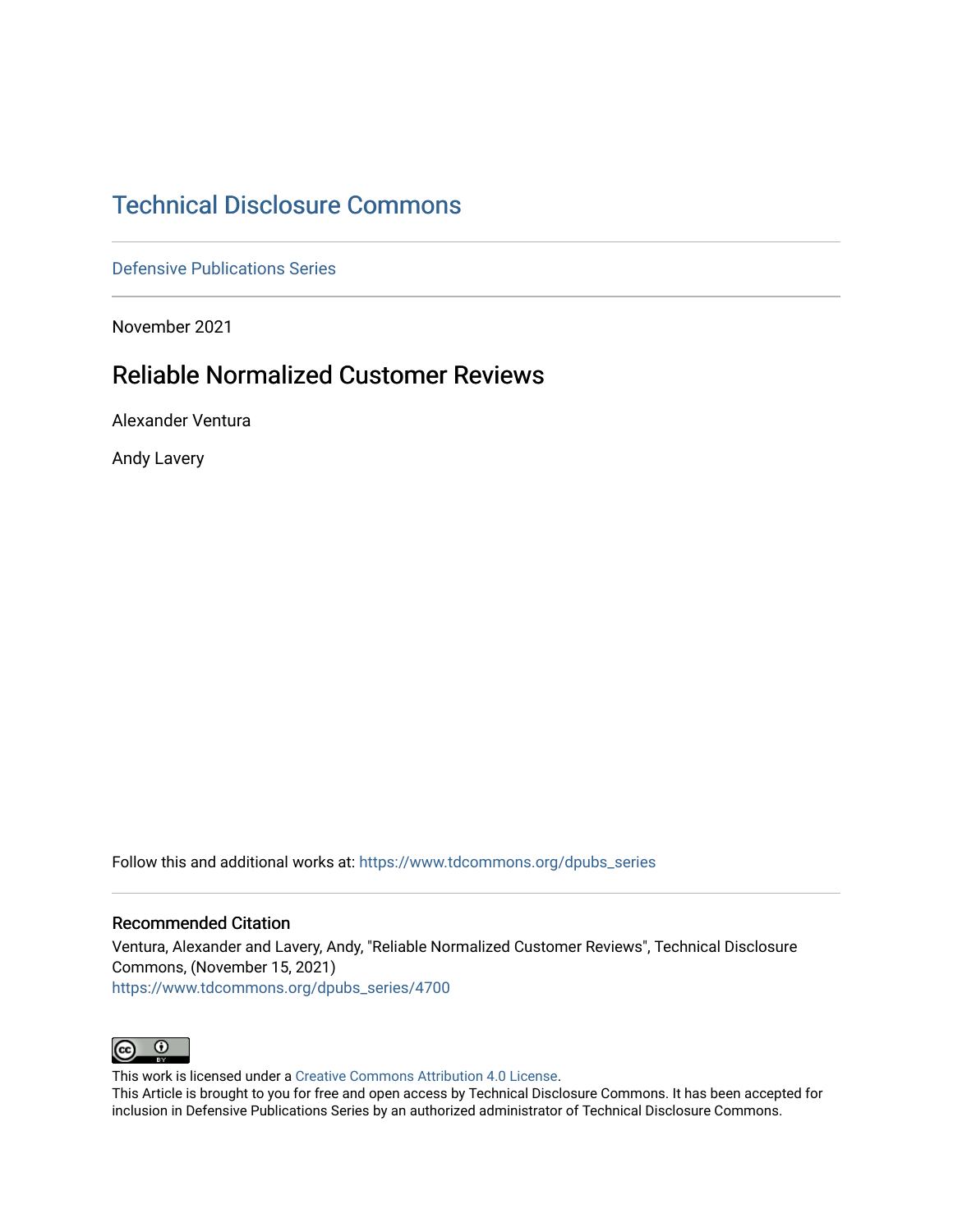# Technical Disclosure Commons

Defensive Publications Series

November 2021

## Reliable Normalized Customer Reviews

Alexander Ventura

Andy Lavery

Follow this and additional works at: https://www.tdcommons.org/dpubs_series

### Recommended Citation

Ventura, Alexander and Lavery, Andy, "Reliable Normalized Customer Reviews", Technical Disclosure Commons, (November 15, 2021)
https://www.tdcommons.org/dpubs_series/4700

This work is licensed under a Creative Commons Attribution 4.0 License.
This Article is brought to you for free and open access by Technical Disclosure Commons. It has been accepted for inclusion in Defensive Publications Series by an authorized administrator of Technical Disclosure Commons.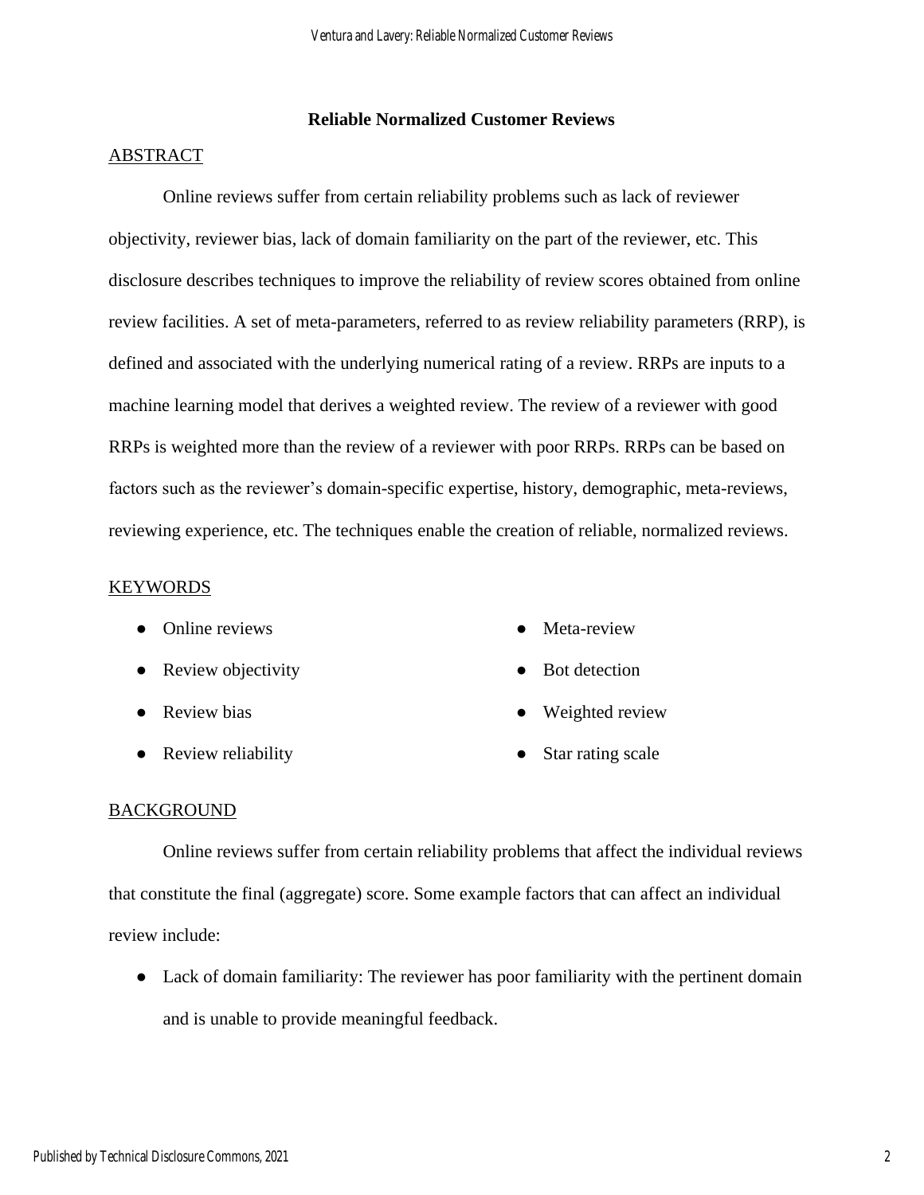# Reliable Normalized Customer Reviews

## ABSTRACT

Online reviews suffer from certain reliability problems such as lack of reviewer objectivity, reviewer bias, lack of domain familiarity on the part of the reviewer, etc. This disclosure describes techniques to improve the reliability of review scores obtained from online review facilities. A set of meta-parameters, referred to as review reliability parameters (RRP), is defined and associated with the underlying numerical rating of a review. RRPs are inputs to a machine learning model that derives a weighted review. The review of a reviewer with good RRPs is weighted more than the review of a reviewer with poor RRPs. RRPs can be based on factors such as the reviewer's domain-specific expertise, history, demographic, meta-reviews, reviewing experience, etc. The techniques enable the creation of reliable, normalized reviews.

## KEYWORDS

- Online reviews
- Review objectivity
- Review bias
- Review reliability
- Meta-review
- Bot detection
- Weighted review
- Star rating scale

## BACKGROUND

Online reviews suffer from certain reliability problems that affect the individual reviews that constitute the final (aggregate) score. Some example factors that can affect an individual review include:

- Lack of domain familiarity: The reviewer has poor familiarity with the pertinent domain and is unable to provide meaningful feedback.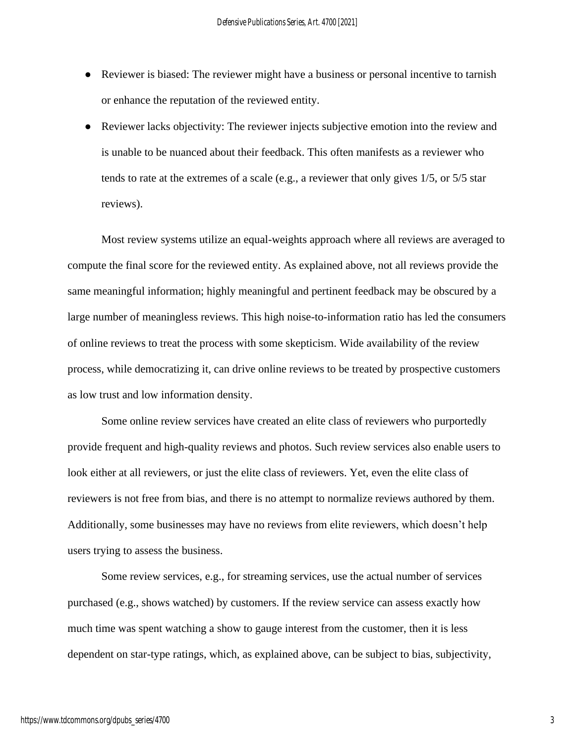- Reviewer is biased: The reviewer might have a business or personal incentive to tarnish or enhance the reputation of the reviewed entity.
- Reviewer lacks objectivity: The reviewer injects subjective emotion into the review and is unable to be nuanced about their feedback. This often manifests as a reviewer who tends to rate at the extremes of a scale (e.g., a reviewer that only gives 1/5, or 5/5 star reviews).

Most review systems utilize an equal-weights approach where all reviews are averaged to compute the final score for the reviewed entity. As explained above, not all reviews provide the same meaningful information; highly meaningful and pertinent feedback may be obscured by a large number of meaningless reviews. This high noise-to-information ratio has led the consumers of online reviews to treat the process with some skepticism. Wide availability of the review process, while democratizing it, can drive online reviews to be treated by prospective customers as low trust and low information density.

Some online review services have created an elite class of reviewers who purportedly provide frequent and high-quality reviews and photos. Such review services also enable users to look either at all reviewers, or just the elite class of reviewers. Yet, even the elite class of reviewers is not free from bias, and there is no attempt to normalize reviews authored by them. Additionally, some businesses may have no reviews from elite reviewers, which doesn't help users trying to assess the business.

Some review services, e.g., for streaming services, use the actual number of services purchased (e.g., shows watched) by customers. If the review service can assess exactly how much time was spent watching a show to gauge interest from the customer, then it is less dependent on star-type ratings, which, as explained above, can be subject to bias, subjectivity,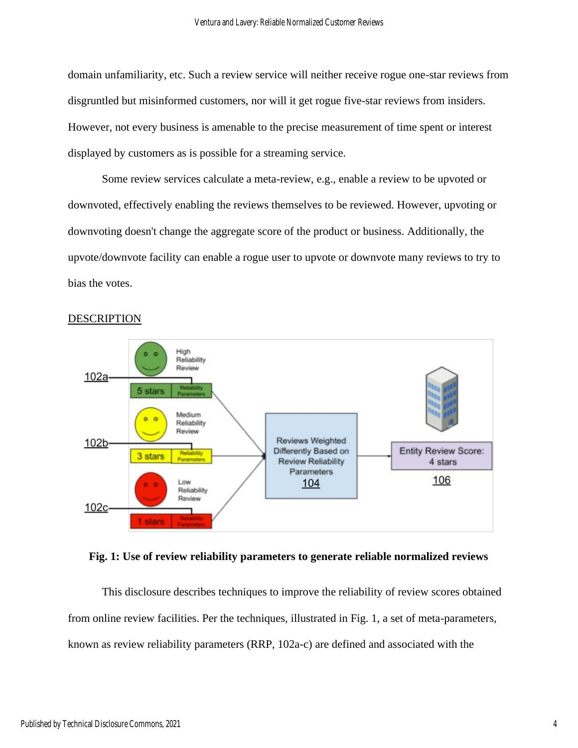domain unfamiliarity, etc. Such a review service will neither receive rogue one-star reviews from disgruntled but misinformed customers, nor will it get rogue five-star reviews from insiders. However, not every business is amenable to the precise measurement of time spent or interest displayed by customers as is possible for a streaming service.

Some review services calculate a meta-review, e.g., enable a review to be upvoted or downvoted, effectively enabling the reviews themselves to be reviewed. However, upvoting or downvoting doesn't change the aggregate score of the product or business. Additionally, the upvote/downvote facility can enable a rogue user to upvote or downvote many reviews to try to bias the votes.

## DESCRIPTION

**Fig. 1: Use of review reliability parameters to generate reliable normalized reviews**

This disclosure describes techniques to improve the reliability of review scores obtained from online review facilities. Per the techniques, illustrated in Fig. 1, a set of meta-parameters, known as review reliability parameters (RRP, 102a-c) are defined and associated with the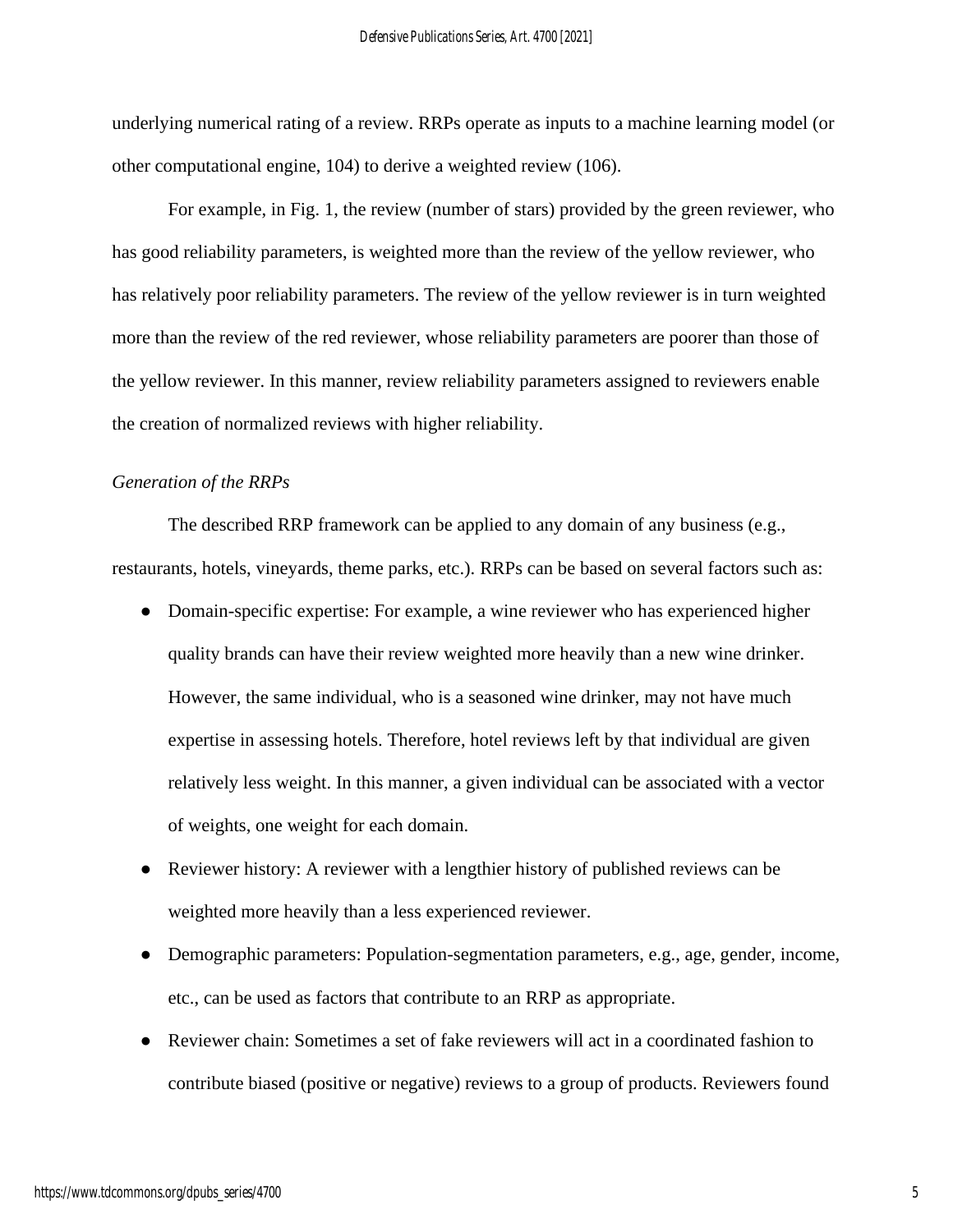underlying numerical rating of a review. RRPs operate as inputs to a machine learning model (or other computational engine, 104) to derive a weighted review (106).

For example, in Fig. 1, the review (number of stars) provided by the green reviewer, who has good reliability parameters, is weighted more than the review of the yellow reviewer, who has relatively poor reliability parameters. The review of the yellow reviewer is in turn weighted more than the review of the red reviewer, whose reliability parameters are poorer than those of the yellow reviewer. In this manner, review reliability parameters assigned to reviewers enable the creation of normalized reviews with higher reliability.

*Generation of the RRPs*

The described RRP framework can be applied to any domain of any business (e.g., restaurants, hotels, vineyards, theme parks, etc.). RRPs can be based on several factors such as:

- Domain-specific expertise: For example, a wine reviewer who has experienced higher quality brands can have their review weighted more heavily than a new wine drinker. However, the same individual, who is a seasoned wine drinker, may not have much expertise in assessing hotels. Therefore, hotel reviews left by that individual are given relatively less weight. In this manner, a given individual can be associated with a vector of weights, one weight for each domain.
- Reviewer history: A reviewer with a lengthier history of published reviews can be weighted more heavily than a less experienced reviewer.
- Demographic parameters: Population-segmentation parameters, e.g., age, gender, income, etc., can be used as factors that contribute to an RRP as appropriate.
- Reviewer chain: Sometimes a set of fake reviewers will act in a coordinated fashion to contribute biased (positive or negative) reviews to a group of products. Reviewers found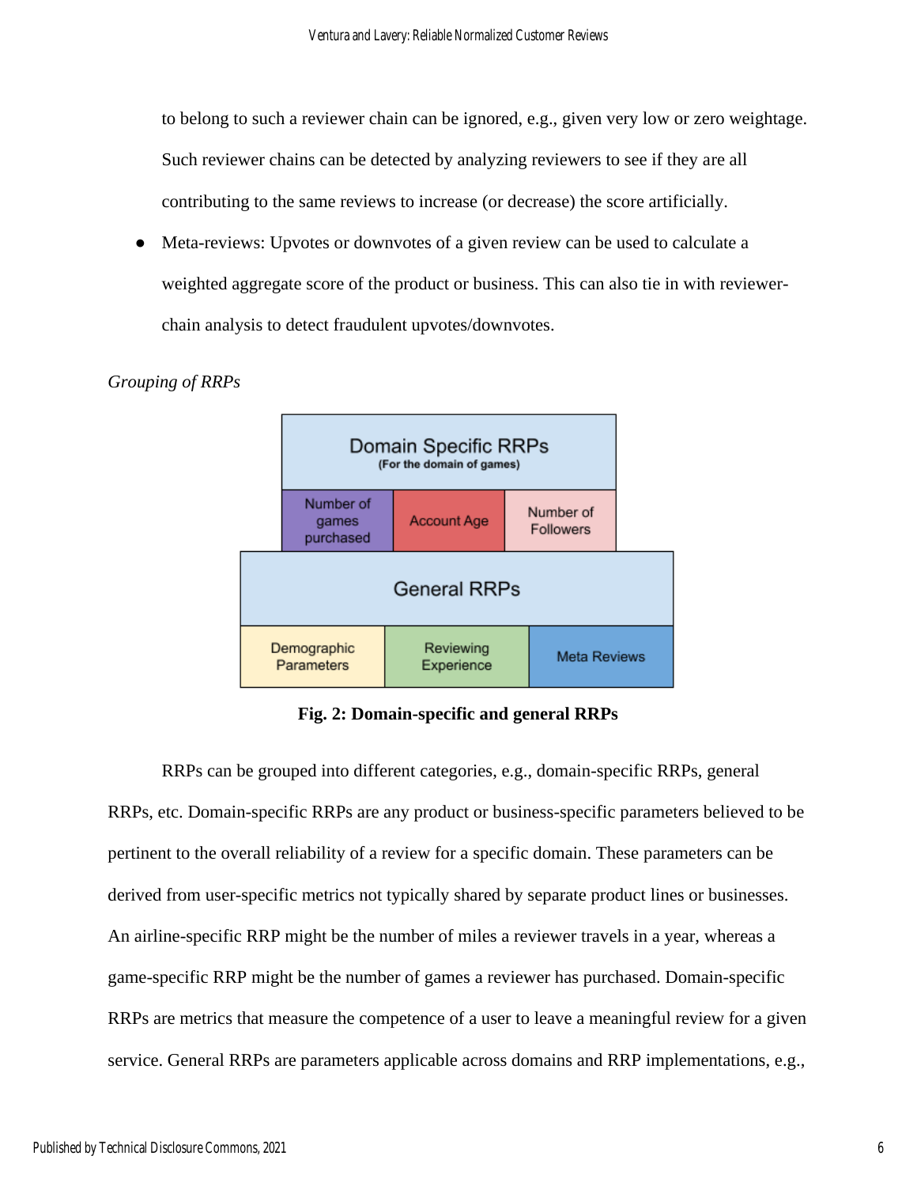to belong to such a reviewer chain can be ignored, e.g., given very low or zero weightage. Such reviewer chains can be detected by analyzing reviewers to see if they are all contributing to the same reviews to increase (or decrease) the score artificially.

- Meta-reviews: Upvotes or downvotes of a given review can be used to calculate a weighted aggregate score of the product or business. This can also tie in with reviewer-chain analysis to detect fraudulent upvotes/downvotes.

*Grouping of RRPs*

| Domain Specific RRPs (For the domain of games) | | |
|---|---|---|
| Number of games purchased | Account Age | Number of Followers |

| General RRPs | | |
|---|---|---|
| Demographic Parameters | Reviewing Experience | Meta Reviews |

**Fig. 2: Domain-specific and general RRPs**

RRPs can be grouped into different categories, e.g., domain-specific RRPs, general RRPs, etc. Domain-specific RRPs are any product or business-specific parameters believed to be pertinent to the overall reliability of a review for a specific domain. These parameters can be derived from user-specific metrics not typically shared by separate product lines or businesses. An airline-specific RRP might be the number of miles a reviewer travels in a year, whereas a game-specific RRP might be the number of games a reviewer has purchased. Domain-specific RRPs are metrics that measure the competence of a user to leave a meaningful review for a given service. General RRPs are parameters applicable across domains and RRP implementations, e.g.,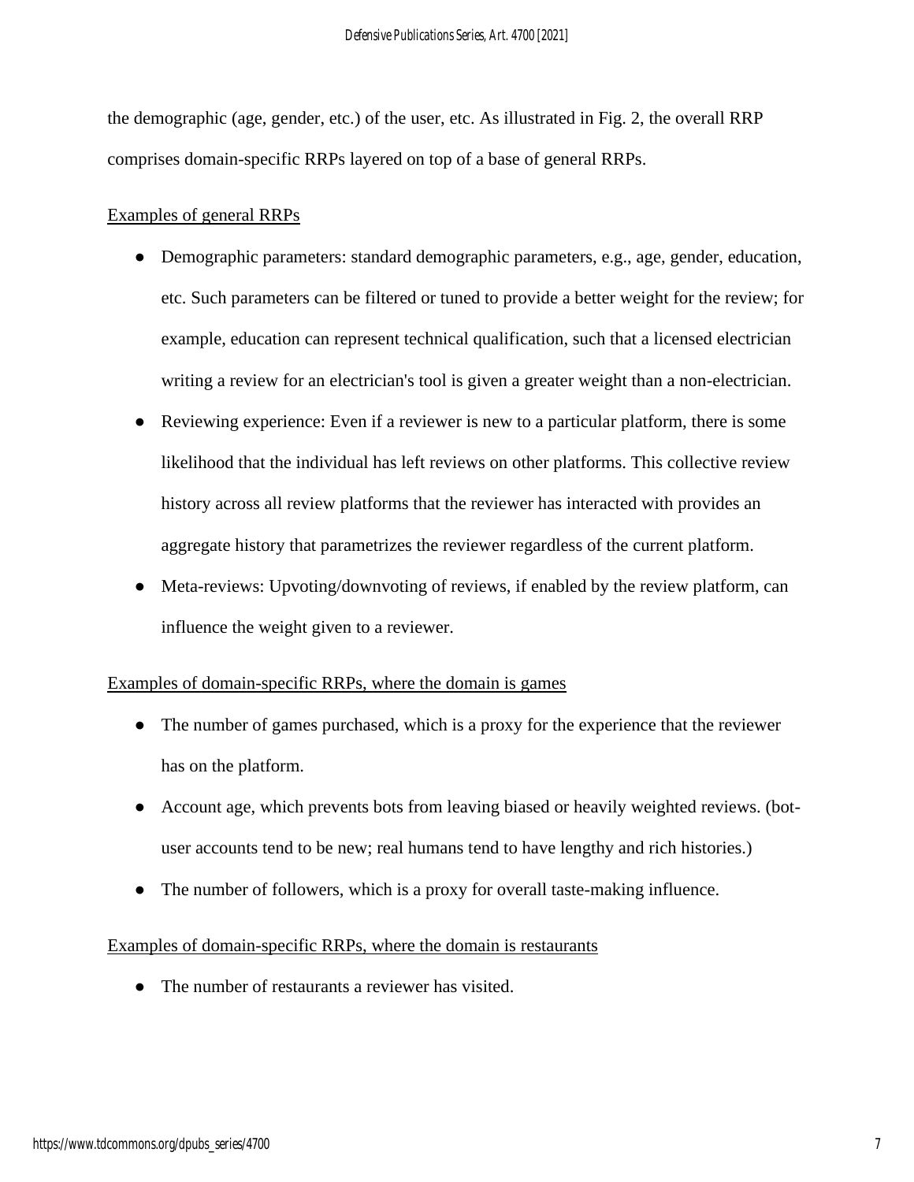the demographic (age, gender, etc.) of the user, etc. As illustrated in Fig. 2, the overall RRP comprises domain-specific RRPs layered on top of a base of general RRPs.

Examples of general RRPs

- Demographic parameters: standard demographic parameters, e.g., age, gender, education, etc. Such parameters can be filtered or tuned to provide a better weight for the review; for example, education can represent technical qualification, such that a licensed electrician writing a review for an electrician's tool is given a greater weight than a non-electrician.
- Reviewing experience: Even if a reviewer is new to a particular platform, there is some likelihood that the individual has left reviews on other platforms. This collective review history across all review platforms that the reviewer has interacted with provides an aggregate history that parametrizes the reviewer regardless of the current platform.
- Meta-reviews: Upvoting/downvoting of reviews, if enabled by the review platform, can influence the weight given to a reviewer.

Examples of domain-specific RRPs, where the domain is games

- The number of games purchased, which is a proxy for the experience that the reviewer has on the platform.
- Account age, which prevents bots from leaving biased or heavily weighted reviews. (bot-user accounts tend to be new; real humans tend to have lengthy and rich histories.)
- The number of followers, which is a proxy for overall taste-making influence.

Examples of domain-specific RRPs, where the domain is restaurants

- The number of restaurants a reviewer has visited.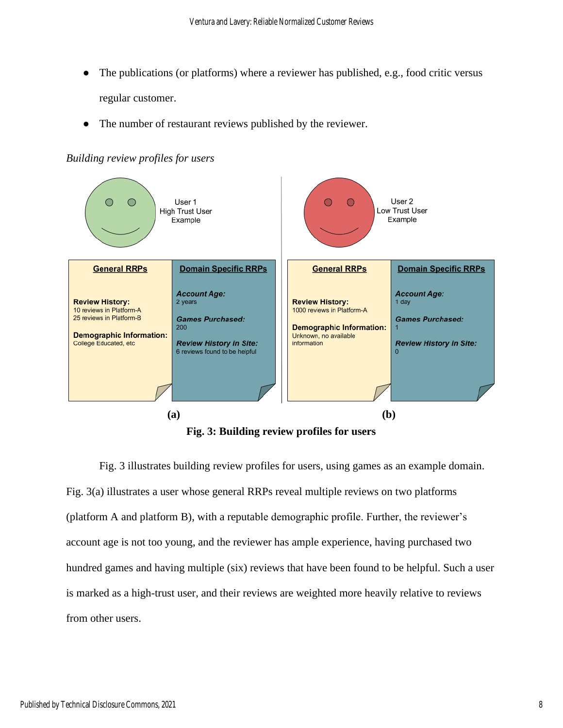- The publications (or platforms) where a reviewer has published, e.g., food critic versus regular customer.
- The number of restaurant reviews published by the reviewer.

*Building review profiles for users*

User 1
High Trust User
Example

**General RRPs**

**Review History:**
10 reviews in Platform-A
25 reviews in Platform-B

**Demographic Information:**
College Educated, etc

**Domain Specific RRPs**

***Account Age:***
2 years

***Games Purchased:***
200

***Review History in Site:***
6 reviews found to be helpful

**(a)**

User 2
Low Trust User
Example

**General RRPs**

**Review History:**
1000 reviews in Platform-A

**Demographic Information:**
Unknown, no available information

**Domain Specific RRPs**

***Account Age:***
1 day

***Games Purchased:***
1

***Review History in Site:***
0

**(b)**

**Fig. 3: Building review profiles for users**

Fig. 3 illustrates building review profiles for users, using games as an example domain. Fig. 3(a) illustrates a user whose general RRPs reveal multiple reviews on two platforms (platform A and platform B), with a reputable demographic profile. Further, the reviewer's account age is not too young, and the reviewer has ample experience, having purchased two hundred games and having multiple (six) reviews that have been found to be helpful. Such a user is marked as a high-trust user, and their reviews are weighted more heavily relative to reviews from other users.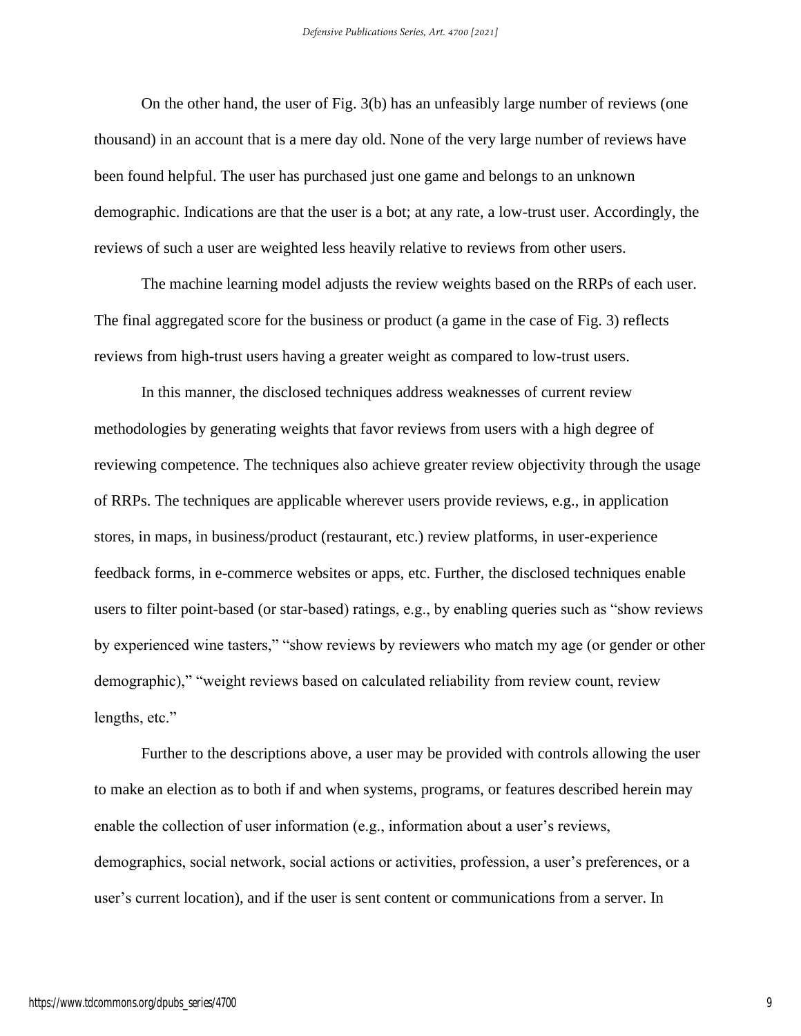On the other hand, the user of Fig. 3(b) has an unfeasibly large number of reviews (one thousand) in an account that is a mere day old. None of the very large number of reviews have been found helpful. The user has purchased just one game and belongs to an unknown demographic. Indications are that the user is a bot; at any rate, a low-trust user. Accordingly, the reviews of such a user are weighted less heavily relative to reviews from other users.

The machine learning model adjusts the review weights based on the RRPs of each user. The final aggregated score for the business or product (a game in the case of Fig. 3) reflects reviews from high-trust users having a greater weight as compared to low-trust users.

In this manner, the disclosed techniques address weaknesses of current review methodologies by generating weights that favor reviews from users with a high degree of reviewing competence. The techniques also achieve greater review objectivity through the usage of RRPs. The techniques are applicable wherever users provide reviews, e.g., in application stores, in maps, in business/product (restaurant, etc.) review platforms, in user-experience feedback forms, in e-commerce websites or apps, etc. Further, the disclosed techniques enable users to filter point-based (or star-based) ratings, e.g., by enabling queries such as "show reviews by experienced wine tasters," "show reviews by reviewers who match my age (or gender or other demographic)," "weight reviews based on calculated reliability from review count, review lengths, etc."

Further to the descriptions above, a user may be provided with controls allowing the user to make an election as to both if and when systems, programs, or features described herein may enable the collection of user information (e.g., information about a user's reviews, demographics, social network, social actions or activities, profession, a user's preferences, or a user's current location), and if the user is sent content or communications from a server. In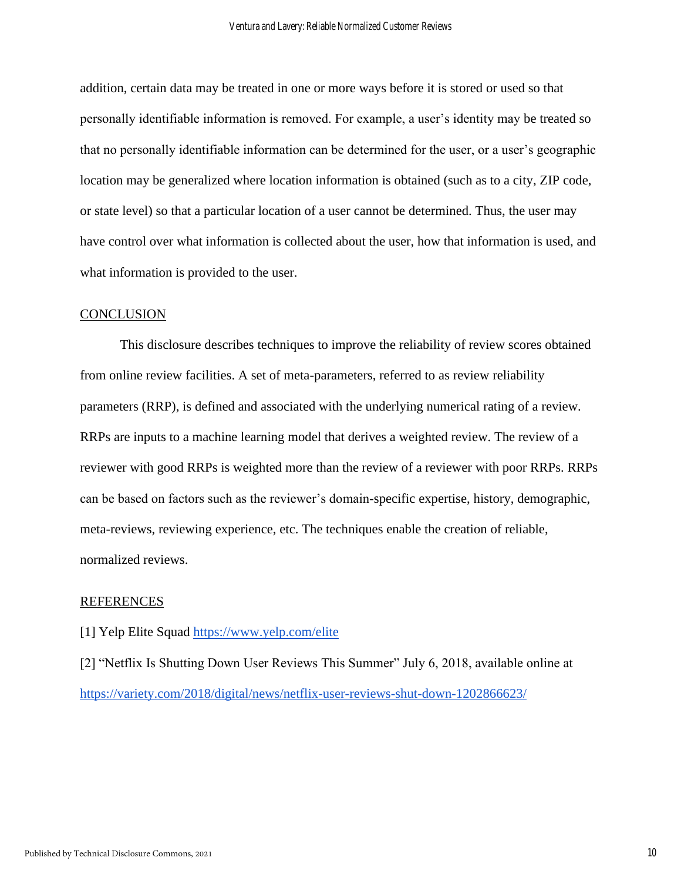addition, certain data may be treated in one or more ways before it is stored or used so that personally identifiable information is removed. For example, a user's identity may be treated so that no personally identifiable information can be determined for the user, or a user's geographic location may be generalized where location information is obtained (such as to a city, ZIP code, or state level) so that a particular location of a user cannot be determined. Thus, the user may have control over what information is collected about the user, how that information is used, and what information is provided to the user.

## CONCLUSION

This disclosure describes techniques to improve the reliability of review scores obtained from online review facilities. A set of meta-parameters, referred to as review reliability parameters (RRP), is defined and associated with the underlying numerical rating of a review. RRPs are inputs to a machine learning model that derives a weighted review. The review of a reviewer with good RRPs is weighted more than the review of a reviewer with poor RRPs. RRPs can be based on factors such as the reviewer's domain-specific expertise, history, demographic, meta-reviews, reviewing experience, etc. The techniques enable the creation of reliable, normalized reviews.

## REFERENCES

[1] Yelp Elite Squad https://www.yelp.com/elite

[2] "Netflix Is Shutting Down User Reviews This Summer" July 6, 2018, available online at https://variety.com/2018/digital/news/netflix-user-reviews-shut-down-1202866623/